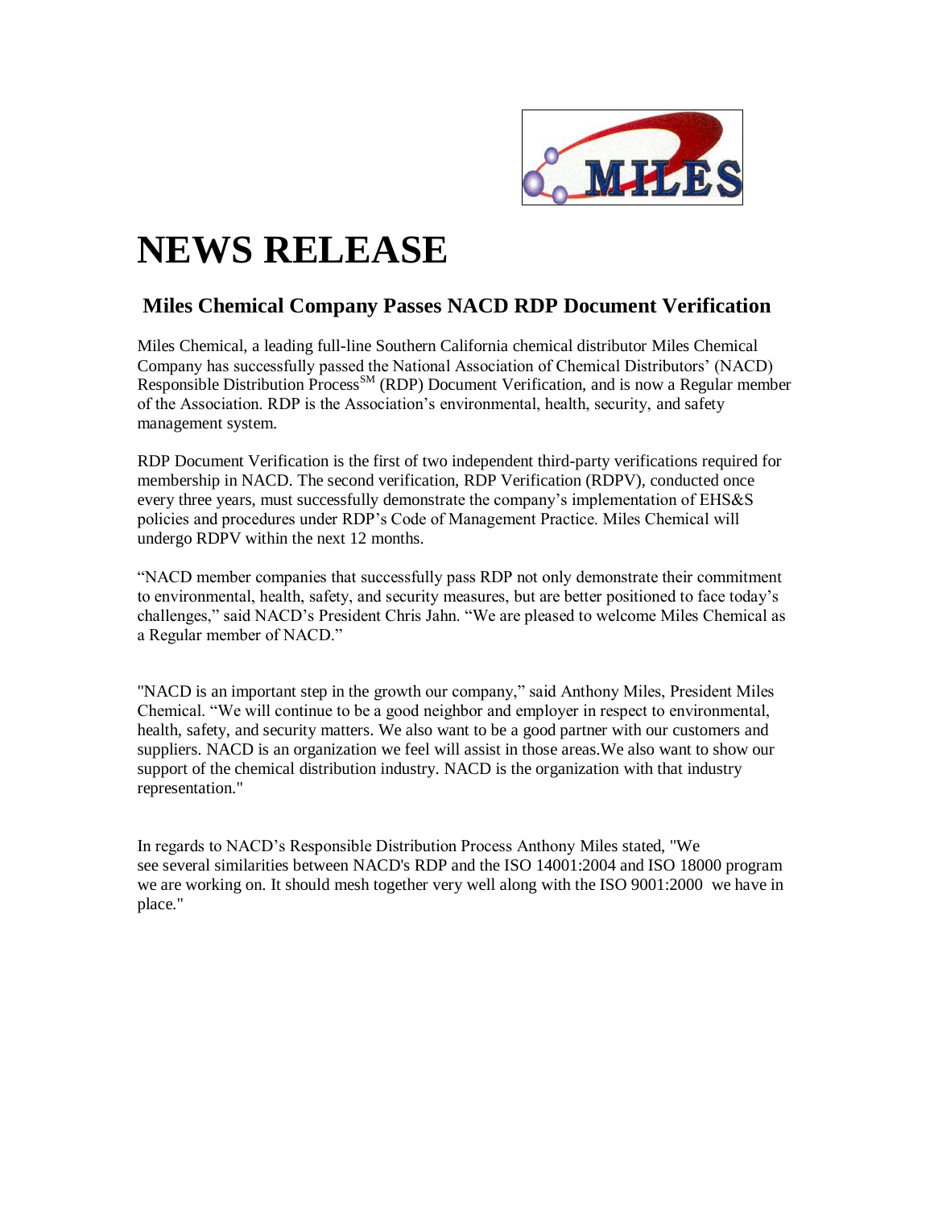# NEWS RELEASE

## Miles Chemical Company Passes NACD RDP Document Verification

Miles Chemical, a leading full-line Southern California chemical distributor Miles Chemical Company has successfully passed the National Association of Chemical Distributors' (NACD) Responsible Distribution Process[SM] (RDP) Document Verification, and is now a Regular member of the Association. RDP is the Association's environmental, health, security, and safety management system.

RDP Document Verification is the first of two independent third-party verifications required for membership in NACD. The second verification, RDP Verification (RDPV), conducted once every three years, must successfully demonstrate the company's implementation of EHS&S policies and procedures under RDP's Code of Management Practice. Miles Chemical will undergo RDPV within the next 12 months.

"NACD member companies that successfully pass RDP not only demonstrate their commitment to environmental, health, safety, and security measures, but are better positioned to face today's challenges," said NACD's President Chris Jahn. "We are pleased to welcome Miles Chemical as a Regular member of NACD."

"NACD is an important step in the growth our company," said Anthony Miles, President Miles Chemical. "We will continue to be a good neighbor and employer in respect to environmental, health, safety, and security matters. We also want to be a good partner with our customers and suppliers. NACD is an organization we feel will assist in those areas.We also want to show our support of the chemical distribution industry. NACD is the organization with that industry representation."

In regards to NACD's Responsible Distribution Process Anthony Miles stated, "We see several similarities between NACD's RDP and the ISO 14001:2004 and ISO 18000 program we are working on. It should mesh together very well along with the ISO 9001:2000 we have in place."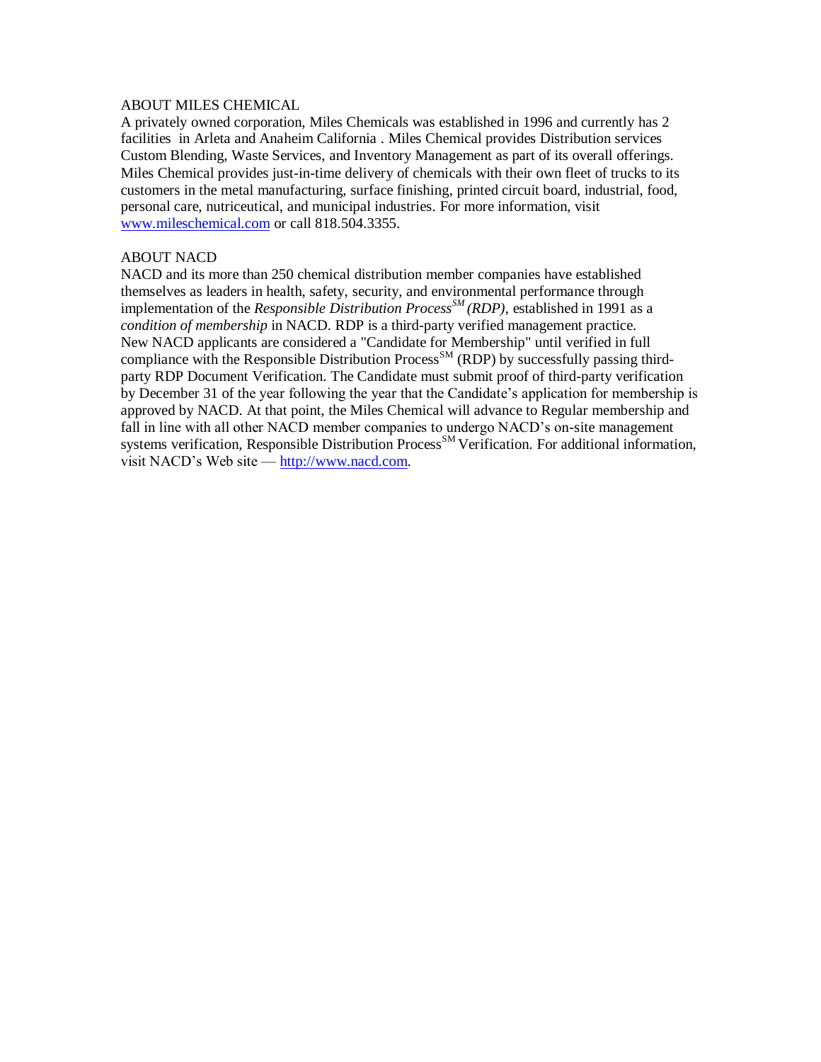ABOUT MILES CHEMICAL

A privately owned corporation, Miles Chemicals was established in 1996 and currently has 2 facilities in Arleta and Anaheim California . Miles Chemical provides Distribution services Custom Blending, Waste Services, and Inventory Management as part of its overall offerings. Miles Chemical provides just-in-time delivery of chemicals with their own fleet of trucks to its customers in the metal manufacturing, surface finishing, printed circuit board, industrial, food, personal care, nutriceutical, and municipal industries. For more information, visit www.mileschemical.com or call 818.504.3355.

ABOUT NACD

NACD and its more than 250 chemical distribution member companies have established themselves as leaders in health, safety, security, and environmental performance through implementation of the *Responsible Distribution Process*SM *(RDP)*, established in 1991 as a *condition of membership* in NACD. RDP is a third-party verified management practice. New NACD applicants are considered a "Candidate for Membership" until verified in full compliance with the Responsible Distribution ProcessSM (RDP) by successfully passing third-party RDP Document Verification. The Candidate must submit proof of third-party verification by December 31 of the year following the year that the Candidate's application for membership is approved by NACD. At that point, the Miles Chemical will advance to Regular membership and fall in line with all other NACD member companies to undergo NACD's on-site management systems verification, Responsible Distribution ProcessSM Verification. For additional information, visit NACD's Web site — http://www.nacd.com.